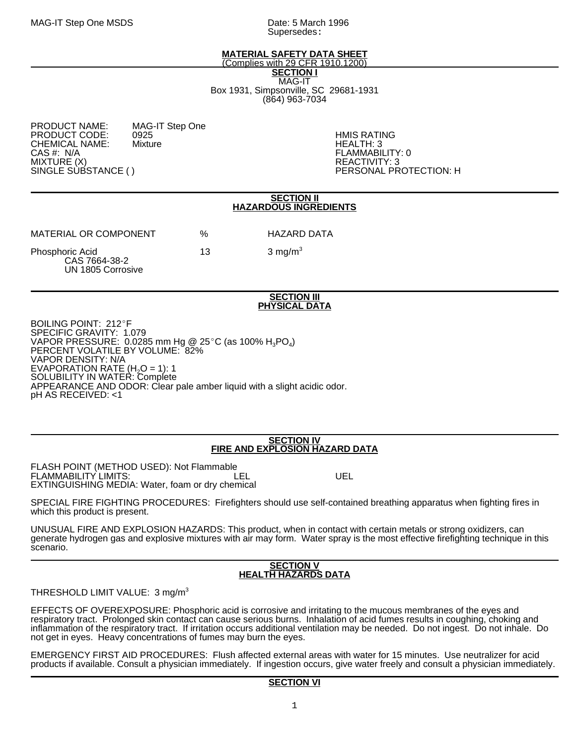MAG-IT Step One MSDS

Date: 5 March 1996
Supersedes:

## MATERIAL SAFETY DATA SHEET

(Complies with 29 CFR 1910.1200)

## SECTION I

MAG-IT
Box 1931, Simpsonville, SC 29681-1931
(864) 963-7034

PRODUCT NAME: MAG-IT Step One
PRODUCT CODE: 0925
CHEMICAL NAME: Mixture
CAS #: N/A
MIXTURE (X)
SINGLE SUBSTANCE ( )

HMIS RATING
HEALTH: 3
FLAMMABILITY: 0
REACTIVITY: 3
PERSONAL PROTECTION: H

## SECTION II
## HAZARDOUS INGREDIENTS

| MATERIAL OR COMPONENT | % | HAZARD DATA |
|---|---|---|
| Phosphoric Acid<br>CAS 7664-38-2<br>UN 1805 Corrosive | 13 | 3 mg/m$^3$ |

## SECTION III
## PHYSICAL DATA

BOILING POINT: 212°F
SPECIFIC GRAVITY: 1.079
VAPOR PRESSURE: 0.0285 mm Hg @ 25°C (as 100% $H_3PO_4$)
PERCENT VOLATILE BY VOLUME: 82%
VAPOR DENSITY: N/A
EVAPORATION RATE ($H_2O$ = 1): 1
SOLUBILITY IN WATER: Complete
APPEARANCE AND ODOR: Clear pale amber liquid with a slight acidic odor.
pH AS RECEIVED: <1

## SECTION IV
## FIRE AND EXPLOSION HAZARD DATA

FLASH POINT (METHOD USED): Not Flammable
FLAMMABILITY LIMITS: LEL UEL
EXTINGUISHING MEDIA: Water, foam or dry chemical

SPECIAL FIRE FIGHTING PROCEDURES: Firefighters should use self-contained breathing apparatus when fighting fires in which this product is present.

UNUSUAL FIRE AND EXPLOSION HAZARDS: This product, when in contact with certain metals or strong oxidizers, can generate hydrogen gas and explosive mixtures with air may form. Water spray is the most effective firefighting technique in this scenario.

## SECTION V
## HEALTH HAZARDS DATA

THRESHOLD LIMIT VALUE: 3 mg/m$^3$

EFFECTS OF OVEREXPOSURE: Phosphoric acid is corrosive and irritating to the mucous membranes of the eyes and respiratory tract. Prolonged skin contact can cause serious burns. Inhalation of acid fumes results in coughing, choking and inflammation of the respiratory tract. If irritation occurs additional ventilation may be needed. Do not ingest. Do not inhale. Do not get in eyes. Heavy concentrations of fumes may burn the eyes.

EMERGENCY FIRST AID PROCEDURES: Flush affected external areas with water for 15 minutes. Use neutralizer for acid products if available. Consult a physician immediately. If ingestion occurs, give water freely and consult a physician immediately.

## SECTION VI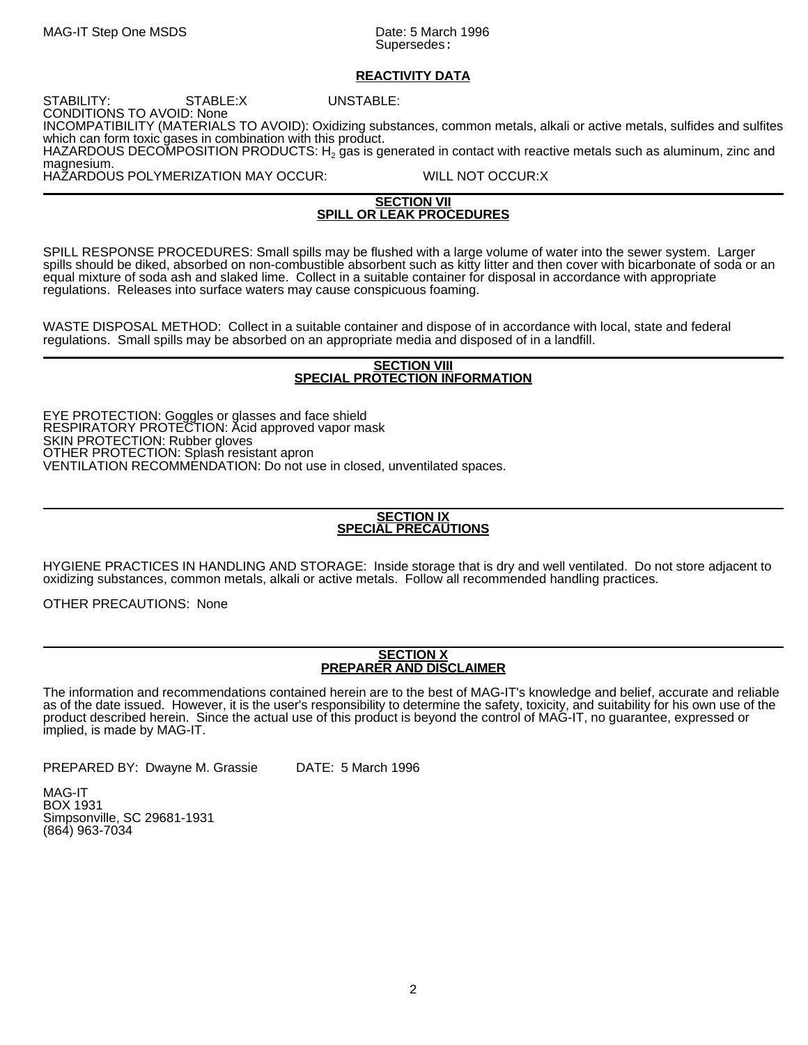## REACTIVITY DATA

STABILITY: STABLE:X UNSTABLE:
CONDITIONS TO AVOID: None
INCOMPATIBILITY (MATERIALS TO AVOID): Oxidizing substances, common metals, alkali or active metals, sulfides and sulfites which can form toxic gases in combination with this product.
HAZARDOUS DECOMPOSITION PRODUCTS: $H_2$ gas is generated in contact with reactive metals such as aluminum, zinc and magnesium.
HAZARDOUS POLYMERIZATION MAY OCCUR: WILL NOT OCCUR:X

## SECTION VII
## SPILL OR LEAK PROCEDURES

SPILL RESPONSE PROCEDURES: Small spills may be flushed with a large volume of water into the sewer system. Larger spills should be diked, absorbed on non-combustible absorbent such as kitty litter and then cover with bicarbonate of soda or an equal mixture of soda ash and slaked lime. Collect in a suitable container for disposal in accordance with appropriate regulations. Releases into surface waters may cause conspicuous foaming.

WASTE DISPOSAL METHOD: Collect in a suitable container and dispose of in accordance with local, state and federal regulations. Small spills may be absorbed on an appropriate media and disposed of in a landfill.

## SECTION VIII
## SPECIAL PROTECTION INFORMATION

EYE PROTECTION: Goggles or glasses and face shield
RESPIRATORY PROTECTION: Acid approved vapor mask
SKIN PROTECTION: Rubber gloves
OTHER PROTECTION: Splash resistant apron
VENTILATION RECOMMENDATION: Do not use in closed, unventilated spaces.

## SECTION IX
## SPECIAL PRECAUTIONS

HYGIENE PRACTICES IN HANDLING AND STORAGE: Inside storage that is dry and well ventilated. Do not store adjacent to oxidizing substances, common metals, alkali or active metals. Follow all recommended handling practices.

OTHER PRECAUTIONS: None

## SECTION X
## PREPARER AND DISCLAIMER

The information and recommendations contained herein are to the best of MAG-IT's knowledge and belief, accurate and reliable as of the date issued. However, it is the user's responsibility to determine the safety, toxicity, and suitability for his own use of the product described herein. Since the actual use of this product is beyond the control of MAG-IT, no guarantee, expressed or implied, is made by MAG-IT.

PREPARED BY: Dwayne M. Grassie DATE: 5 March 1996

MAG-IT
BOX 1931
Simpsonville, SC 29681-1931
(864) 963-7034